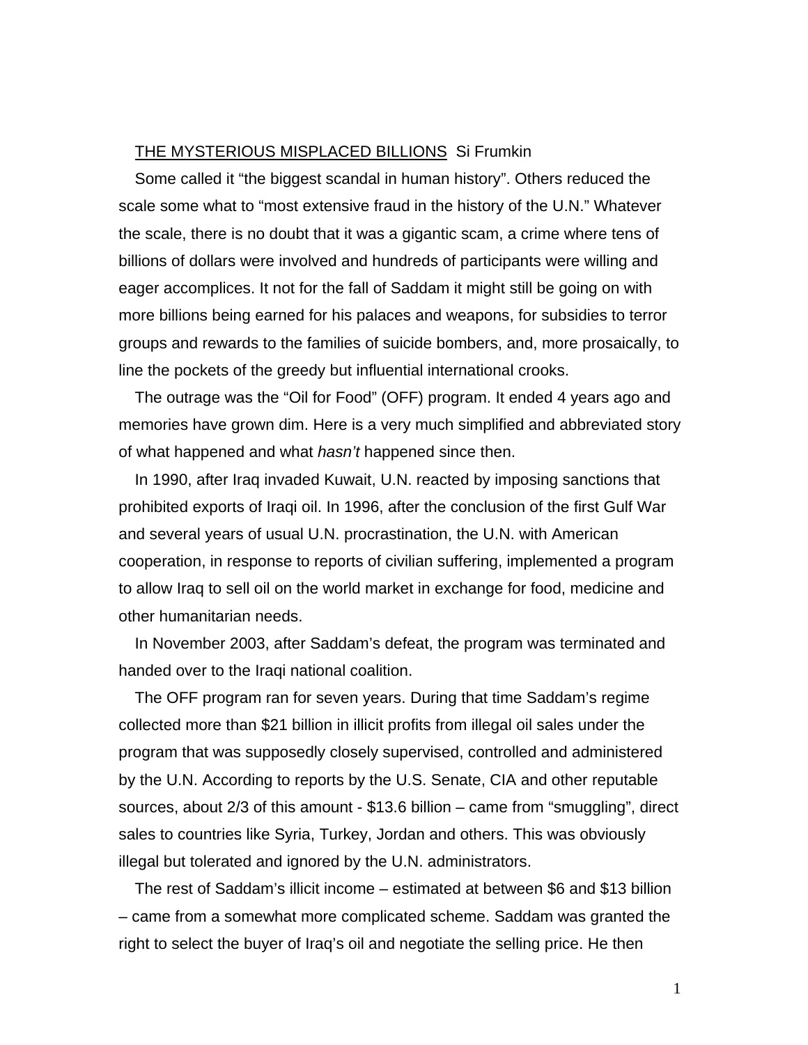<u>THE MYSTERIOUS MISPLACED BILLIONS</u> Si Frumkin

Some called it “the biggest scandal in human history”. Others reduced the scale some what to “most extensive fraud in the history of the U.N.” Whatever the scale, there is no doubt that it was a gigantic scam, a crime where tens of billions of dollars were involved and hundreds of participants were willing and eager accomplices. It not for the fall of Saddam it might still be going on with more billions being earned for his palaces and weapons, for subsidies to terror groups and rewards to the families of suicide bombers, and, more prosaically, to line the pockets of the greedy but influential international crooks.

The outrage was the “Oil for Food” (OFF) program. It ended 4 years ago and memories have grown dim. Here is a very much simplified and abbreviated story of what happened and what *hasn't* happened since then.

In 1990, after Iraq invaded Kuwait, U.N. reacted by imposing sanctions that prohibited exports of Iraqi oil. In 1996, after the conclusion of the first Gulf War and several years of usual U.N. procrastination, the U.N. with American cooperation, in response to reports of civilian suffering, implemented a program to allow Iraq to sell oil on the world market in exchange for food, medicine and other humanitarian needs.

In November 2003, after Saddam's defeat, the program was terminated and handed over to the Iraqi national coalition.

The OFF program ran for seven years. During that time Saddam's regime collected more than $21 billion in illicit profits from illegal oil sales under the program that was supposedly closely supervised, controlled and administered by the U.N. According to reports by the U.S. Senate, CIA and other reputable sources, about 2/3 of this amount - $13.6 billion – came from “smuggling”, direct sales to countries like Syria, Turkey, Jordan and others. This was obviously illegal but tolerated and ignored by the U.N. administrators.

The rest of Saddam's illicit income – estimated at between $6 and $13 billion – came from a somewhat more complicated scheme. Saddam was granted the right to select the buyer of Iraq's oil and negotiate the selling price. He then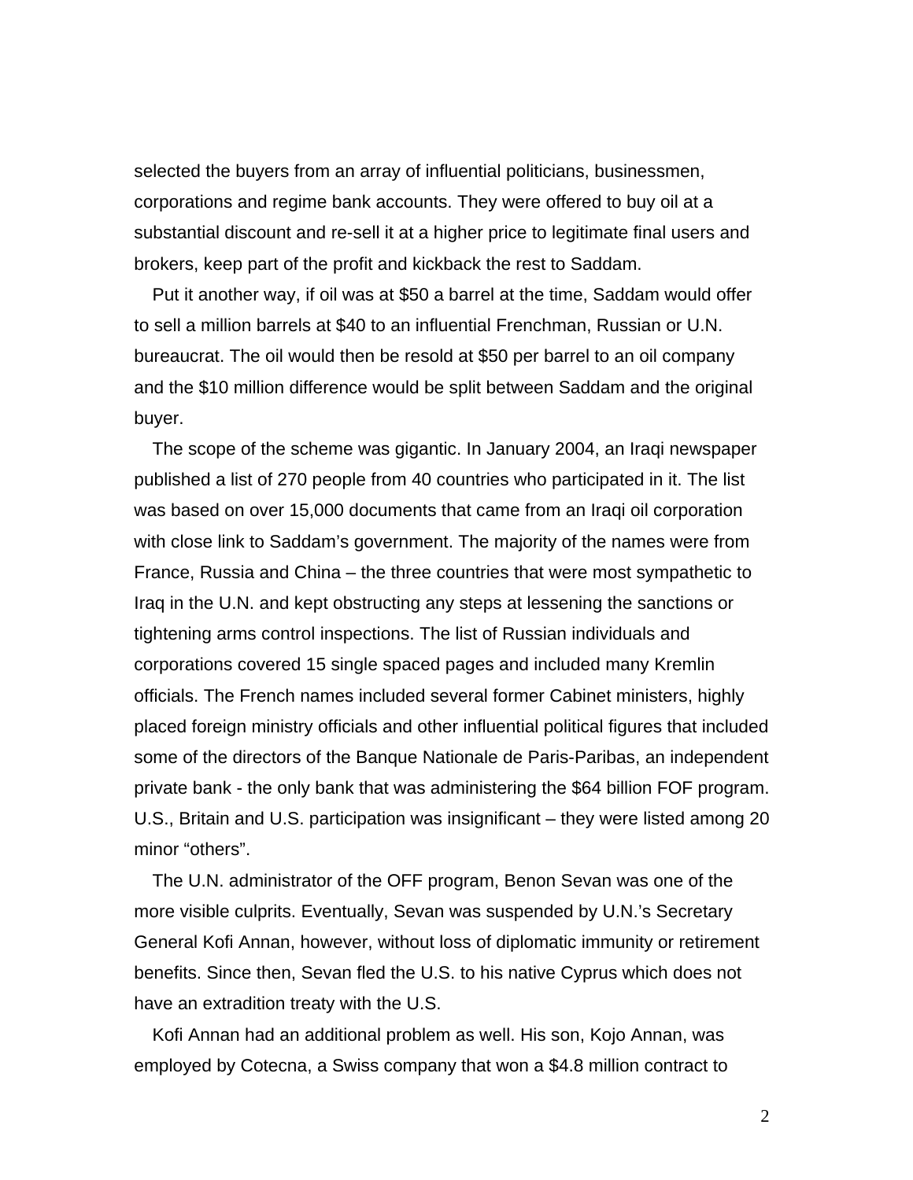selected the buyers from an array of influential politicians, businessmen, corporations and regime bank accounts. They were offered to buy oil at a substantial discount and re-sell it at a higher price to legitimate final users and brokers, keep part of the profit and kickback the rest to Saddam.

Put it another way, if oil was at $50 a barrel at the time, Saddam would offer to sell a million barrels at $40 to an influential Frenchman, Russian or U.N. bureaucrat. The oil would then be resold at $50 per barrel to an oil company and the $10 million difference would be split between Saddam and the original buyer.

The scope of the scheme was gigantic. In January 2004, an Iraqi newspaper published a list of 270 people from 40 countries who participated in it. The list was based on over 15,000 documents that came from an Iraqi oil corporation with close link to Saddam's government. The majority of the names were from France, Russia and China – the three countries that were most sympathetic to Iraq in the U.N. and kept obstructing any steps at lessening the sanctions or tightening arms control inspections. The list of Russian individuals and corporations covered 15 single spaced pages and included many Kremlin officials. The French names included several former Cabinet ministers, highly placed foreign ministry officials and other influential political figures that included some of the directors of the Banque Nationale de Paris-Paribas, an independent private bank - the only bank that was administering the $64 billion FOF program. U.S., Britain and U.S. participation was insignificant – they were listed among 20 minor "others".

The U.N. administrator of the OFF program, Benon Sevan was one of the more visible culprits. Eventually, Sevan was suspended by U.N.'s Secretary General Kofi Annan, however, without loss of diplomatic immunity or retirement benefits. Since then, Sevan fled the U.S. to his native Cyprus which does not have an extradition treaty with the U.S.

Kofi Annan had an additional problem as well. His son, Kojo Annan, was employed by Cotecna, a Swiss company that won a $4.8 million contract to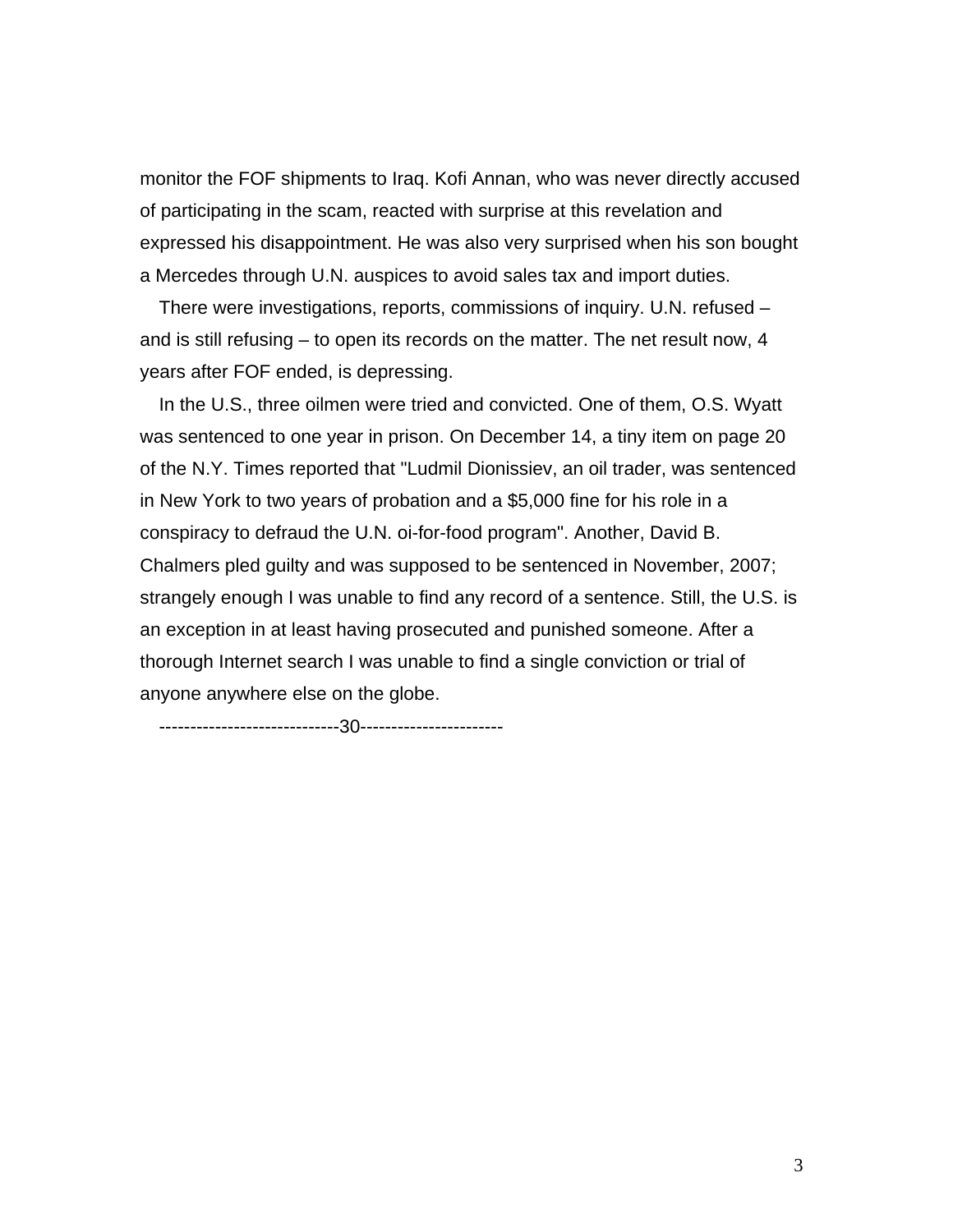monitor the FOF shipments to Iraq. Kofi Annan, who was never directly accused of participating in the scam, reacted with surprise at this revelation and expressed his disappointment. He was also very surprised when his son bought a Mercedes through U.N. auspices to avoid sales tax and import duties.

There were investigations, reports, commissions of inquiry. U.N. refused – and is still refusing – to open its records on the matter. The net result now, 4 years after FOF ended, is depressing.

In the U.S., three oilmen were tried and convicted. One of them, O.S. Wyatt was sentenced to one year in prison. On December 14, a tiny item on page 20 of the N.Y. Times reported that "Ludmil Dionissiev, an oil trader, was sentenced in New York to two years of probation and a $5,000 fine for his role in a conspiracy to defraud the U.N. oi-for-food program". Another, David B. Chalmers pled guilty and was supposed to be sentenced in November, 2007; strangely enough I was unable to find any record of a sentence. Still, the U.S. is an exception in at least having prosecuted and punished someone. After a thorough Internet search I was unable to find a single conviction or trial of anyone anywhere else on the globe.

-----------------------------30-----------------------